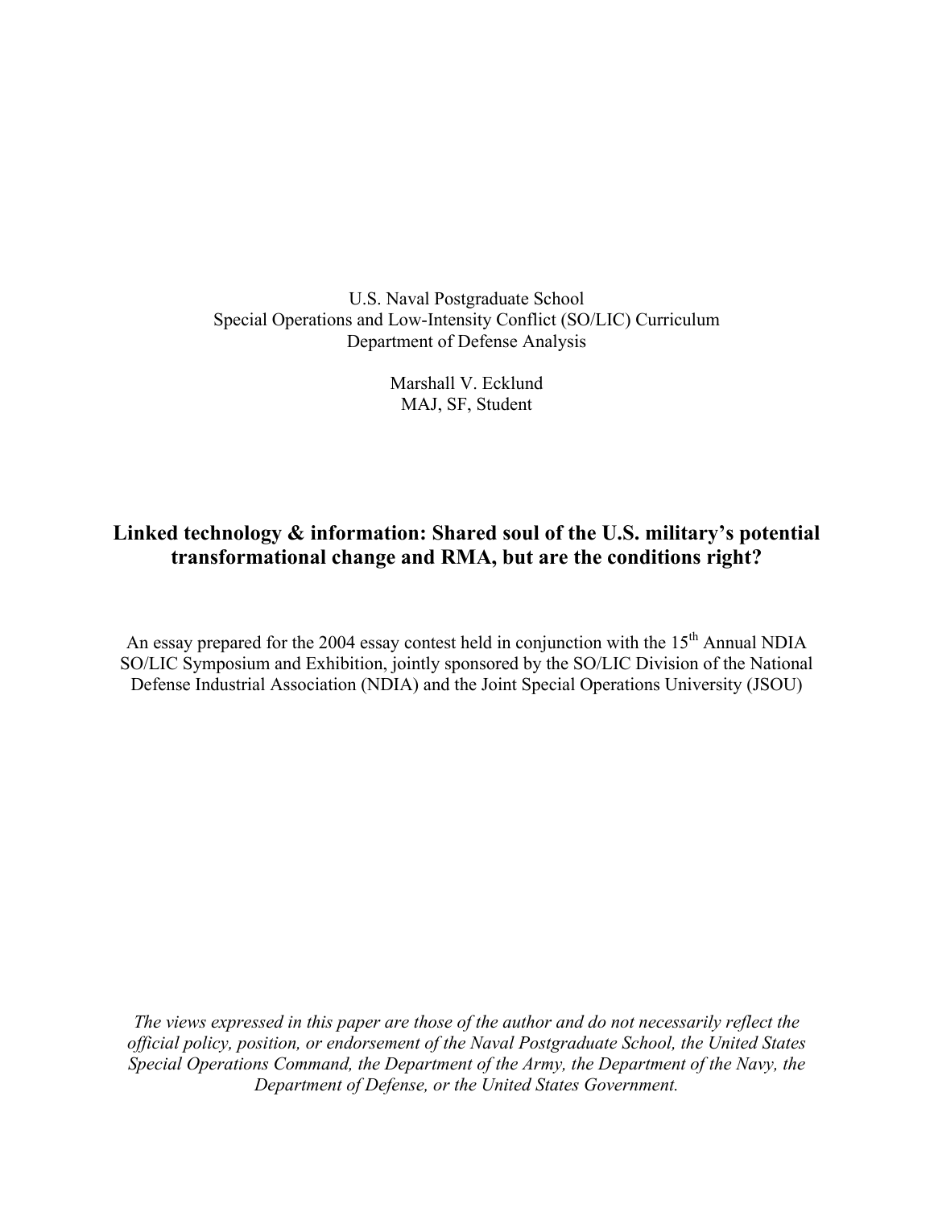U.S. Naval Postgraduate School
Special Operations and Low-Intensity Conflict (SO/LIC) Curriculum
Department of Defense Analysis

Marshall V. Ecklund
MAJ, SF, Student

# Linked technology & information: Shared soul of the U.S. military's potential transformational change and RMA, but are the conditions right?

An essay prepared for the 2004 essay contest held in conjunction with the 15th Annual NDIA SO/LIC Symposium and Exhibition, jointly sponsored by the SO/LIC Division of the National Defense Industrial Association (NDIA) and the Joint Special Operations University (JSOU)

*The views expressed in this paper are those of the author and do not necessarily reflect the official policy, position, or endorsement of the Naval Postgraduate School, the United States Special Operations Command, the Department of the Army, the Department of the Navy, the Department of Defense, or the United States Government.*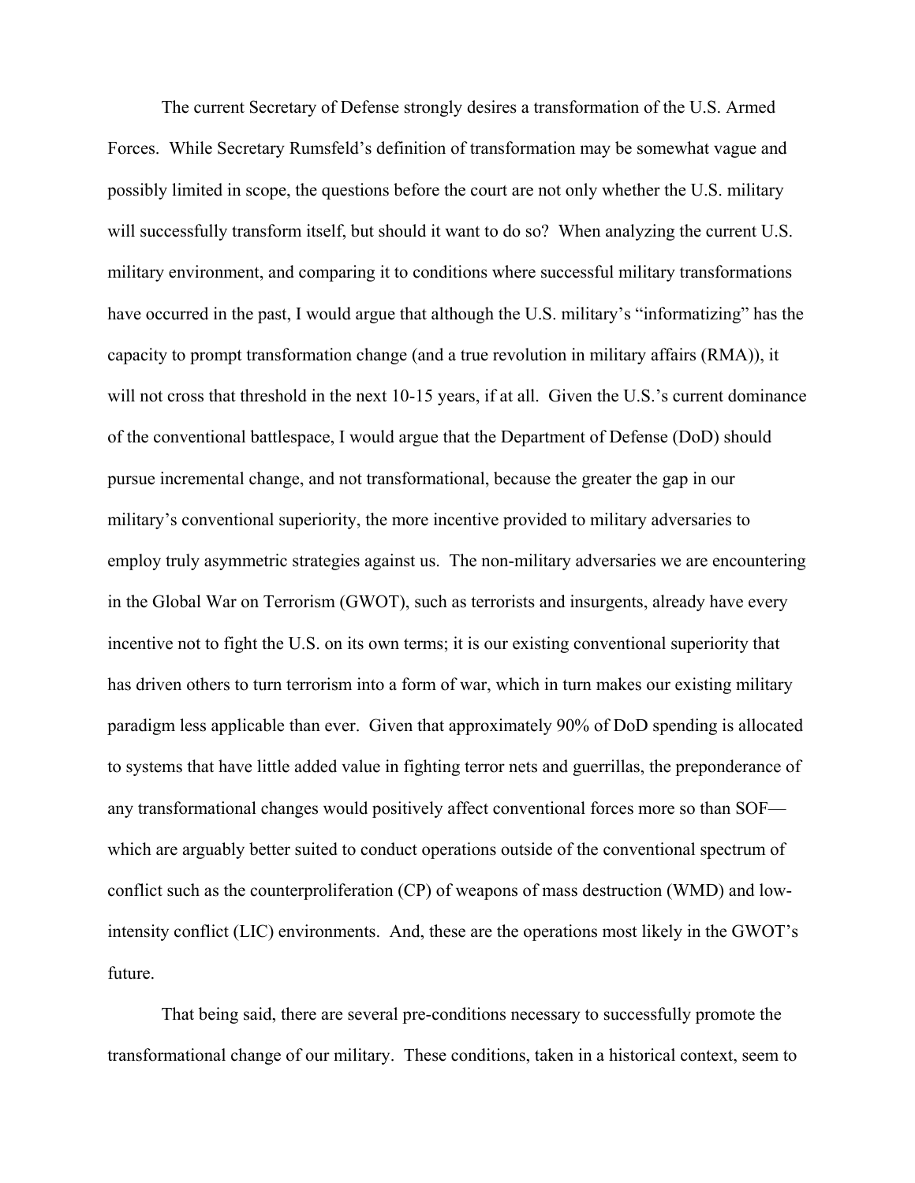The current Secretary of Defense strongly desires a transformation of the U.S. Armed Forces. While Secretary Rumsfeld's definition of transformation may be somewhat vague and possibly limited in scope, the questions before the court are not only whether the U.S. military will successfully transform itself, but should it want to do so? When analyzing the current U.S. military environment, and comparing it to conditions where successful military transformations have occurred in the past, I would argue that although the U.S. military's "informatizing" has the capacity to prompt transformation change (and a true revolution in military affairs (RMA)), it will not cross that threshold in the next 10-15 years, if at all. Given the U.S.'s current dominance of the conventional battlespace, I would argue that the Department of Defense (DoD) should pursue incremental change, and not transformational, because the greater the gap in our military's conventional superiority, the more incentive provided to military adversaries to employ truly asymmetric strategies against us. The non-military adversaries we are encountering in the Global War on Terrorism (GWOT), such as terrorists and insurgents, already have every incentive not to fight the U.S. on its own terms; it is our existing conventional superiority that has driven others to turn terrorism into a form of war, which in turn makes our existing military paradigm less applicable than ever. Given that approximately 90% of DoD spending is allocated to systems that have little added value in fighting terror nets and guerrillas, the preponderance of any transformational changes would positively affect conventional forces more so than SOF—which are arguably better suited to conduct operations outside of the conventional spectrum of conflict such as the counterproliferation (CP) of weapons of mass destruction (WMD) and low-intensity conflict (LIC) environments. And, these are the operations most likely in the GWOT's future.

That being said, there are several pre-conditions necessary to successfully promote the transformational change of our military. These conditions, taken in a historical context, seem to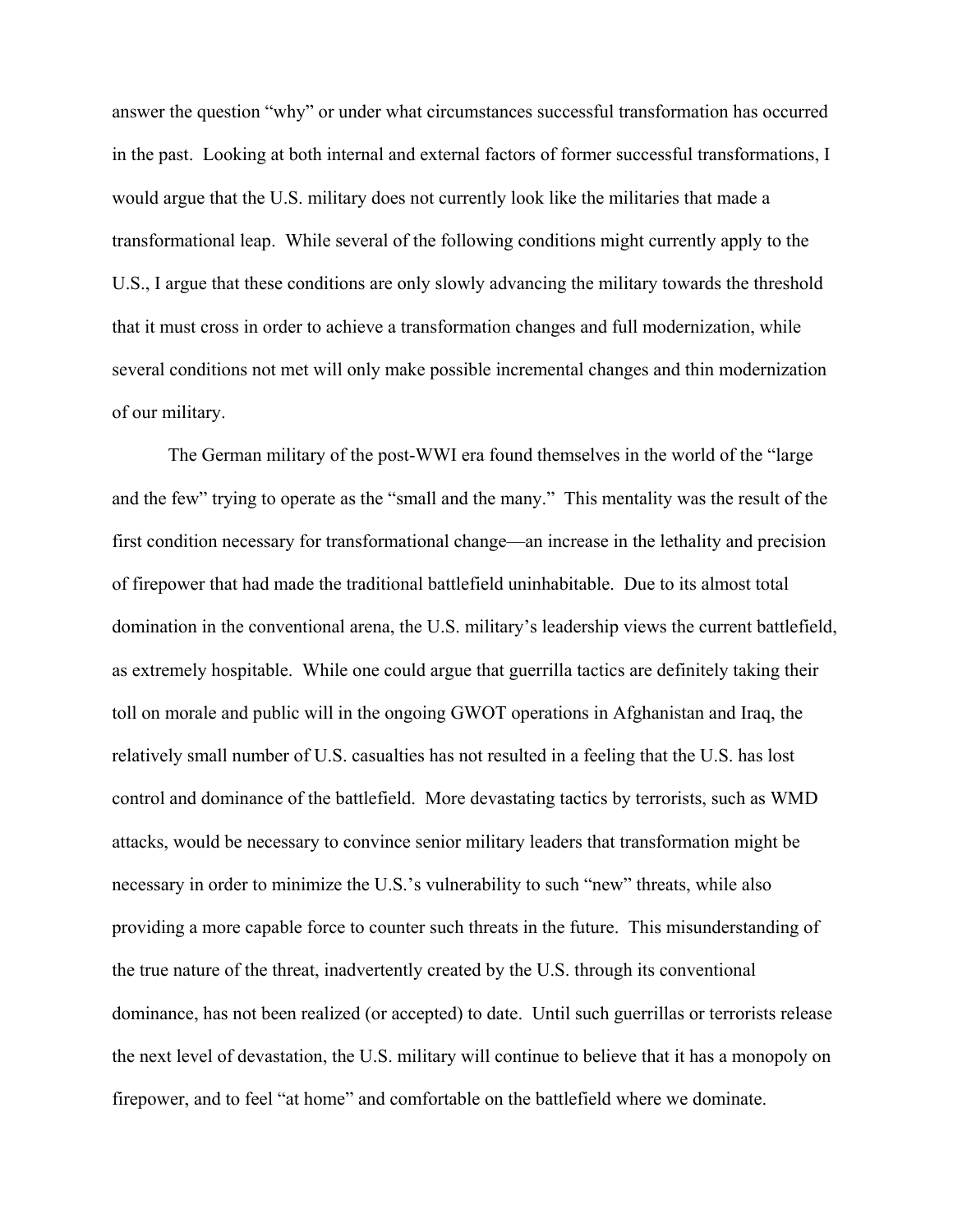answer the question "why" or under what circumstances successful transformation has occurred in the past. Looking at both internal and external factors of former successful transformations, I would argue that the U.S. military does not currently look like the militaries that made a transformational leap. While several of the following conditions might currently apply to the U.S., I argue that these conditions are only slowly advancing the military towards the threshold that it must cross in order to achieve a transformation changes and full modernization, while several conditions not met will only make possible incremental changes and thin modernization of our military.

The German military of the post-WWI era found themselves in the world of the "large and the few" trying to operate as the "small and the many." This mentality was the result of the first condition necessary for transformational change—an increase in the lethality and precision of firepower that had made the traditional battlefield uninhabitable. Due to its almost total domination in the conventional arena, the U.S. military's leadership views the current battlefield, as extremely hospitable. While one could argue that guerrilla tactics are definitely taking their toll on morale and public will in the ongoing GWOT operations in Afghanistan and Iraq, the relatively small number of U.S. casualties has not resulted in a feeling that the U.S. has lost control and dominance of the battlefield. More devastating tactics by terrorists, such as WMD attacks, would be necessary to convince senior military leaders that transformation might be necessary in order to minimize the U.S.'s vulnerability to such "new" threats, while also providing a more capable force to counter such threats in the future. This misunderstanding of the true nature of the threat, inadvertently created by the U.S. through its conventional dominance, has not been realized (or accepted) to date. Until such guerrillas or terrorists release the next level of devastation, the U.S. military will continue to believe that it has a monopoly on firepower, and to feel "at home" and comfortable on the battlefield where we dominate.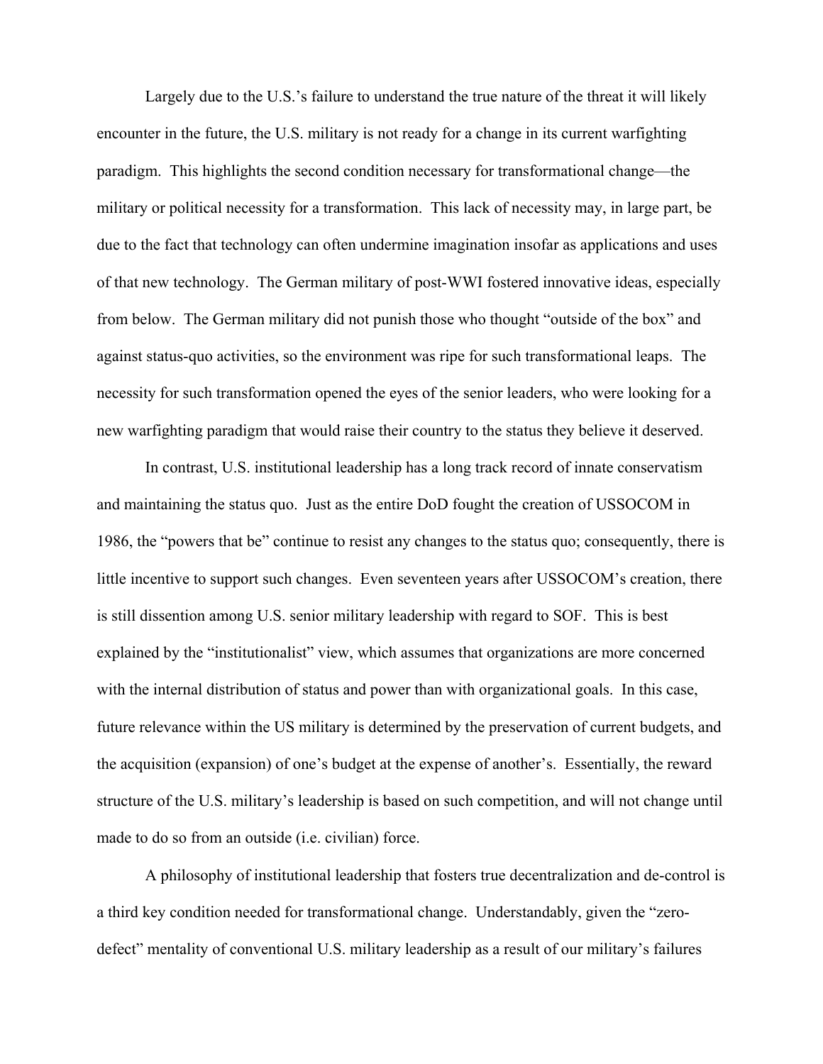Largely due to the U.S.'s failure to understand the true nature of the threat it will likely encounter in the future, the U.S. military is not ready for a change in its current warfighting paradigm. This highlights the second condition necessary for transformational change—the military or political necessity for a transformation. This lack of necessity may, in large part, be due to the fact that technology can often undermine imagination insofar as applications and uses of that new technology. The German military of post-WWI fostered innovative ideas, especially from below. The German military did not punish those who thought "outside of the box" and against status-quo activities, so the environment was ripe for such transformational leaps. The necessity for such transformation opened the eyes of the senior leaders, who were looking for a new warfighting paradigm that would raise their country to the status they believe it deserved.

In contrast, U.S. institutional leadership has a long track record of innate conservatism and maintaining the status quo. Just as the entire DoD fought the creation of USSOCOM in 1986, the "powers that be" continue to resist any changes to the status quo; consequently, there is little incentive to support such changes. Even seventeen years after USSOCOM's creation, there is still dissention among U.S. senior military leadership with regard to SOF. This is best explained by the "institutionalist" view, which assumes that organizations are more concerned with the internal distribution of status and power than with organizational goals. In this case, future relevance within the US military is determined by the preservation of current budgets, and the acquisition (expansion) of one's budget at the expense of another's. Essentially, the reward structure of the U.S. military's leadership is based on such competition, and will not change until made to do so from an outside (i.e. civilian) force.

A philosophy of institutional leadership that fosters true decentralization and de-control is a third key condition needed for transformational change. Understandably, given the "zero-defect" mentality of conventional U.S. military leadership as a result of our military's failures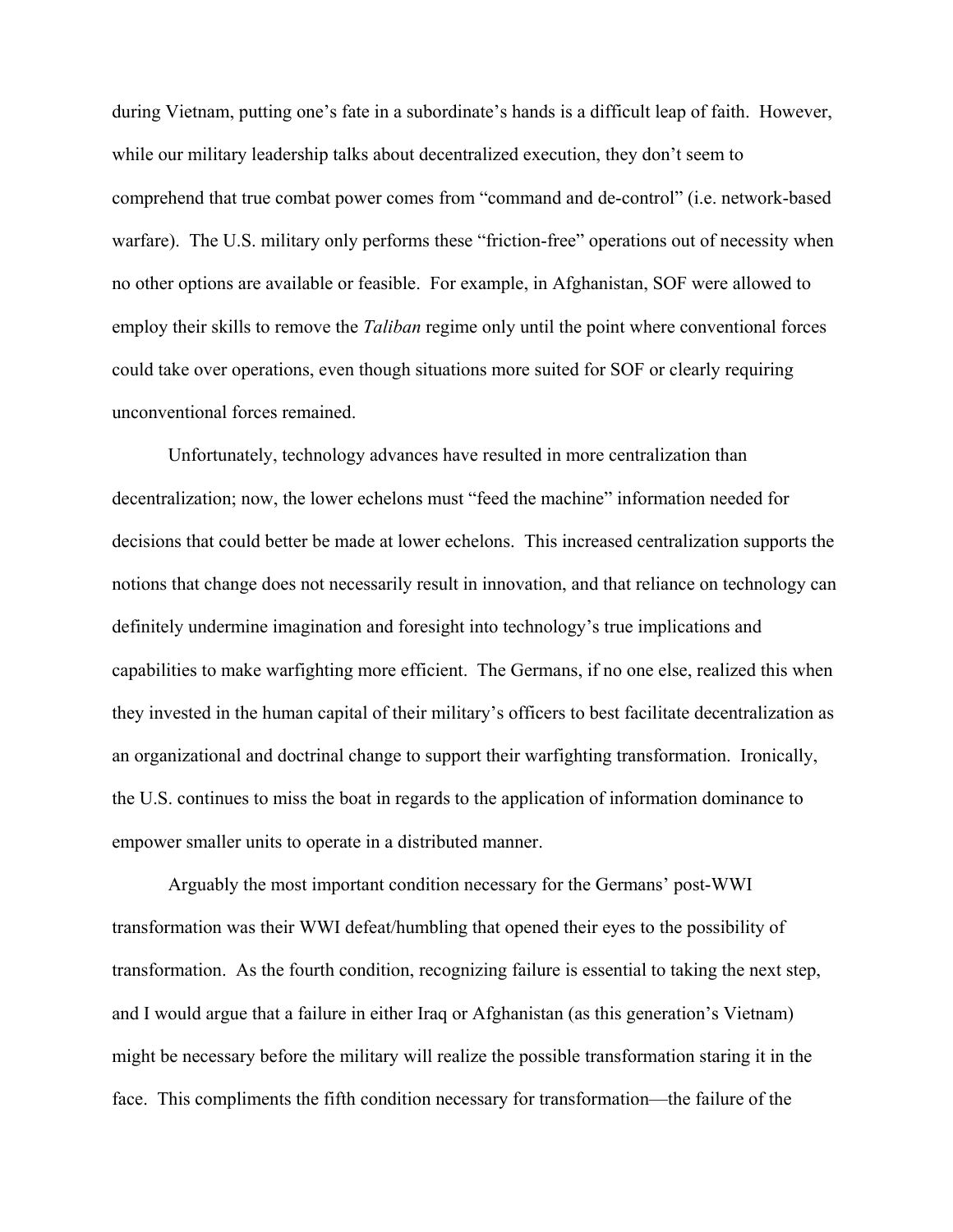during Vietnam, putting one's fate in a subordinate's hands is a difficult leap of faith. However, while our military leadership talks about decentralized execution, they don't seem to comprehend that true combat power comes from "command and de-control" (i.e. network-based warfare). The U.S. military only performs these "friction-free" operations out of necessity when no other options are available or feasible. For example, in Afghanistan, SOF were allowed to employ their skills to remove the *Taliban* regime only until the point where conventional forces could take over operations, even though situations more suited for SOF or clearly requiring unconventional forces remained.

Unfortunately, technology advances have resulted in more centralization than decentralization; now, the lower echelons must "feed the machine" information needed for decisions that could better be made at lower echelons. This increased centralization supports the notions that change does not necessarily result in innovation, and that reliance on technology can definitely undermine imagination and foresight into technology's true implications and capabilities to make warfighting more efficient. The Germans, if no one else, realized this when they invested in the human capital of their military's officers to best facilitate decentralization as an organizational and doctrinal change to support their warfighting transformation. Ironically, the U.S. continues to miss the boat in regards to the application of information dominance to empower smaller units to operate in a distributed manner.

Arguably the most important condition necessary for the Germans' post-WWI transformation was their WWI defeat/humbling that opened their eyes to the possibility of transformation. As the fourth condition, recognizing failure is essential to taking the next step, and I would argue that a failure in either Iraq or Afghanistan (as this generation's Vietnam) might be necessary before the military will realize the possible transformation staring it in the face. This compliments the fifth condition necessary for transformation—the failure of the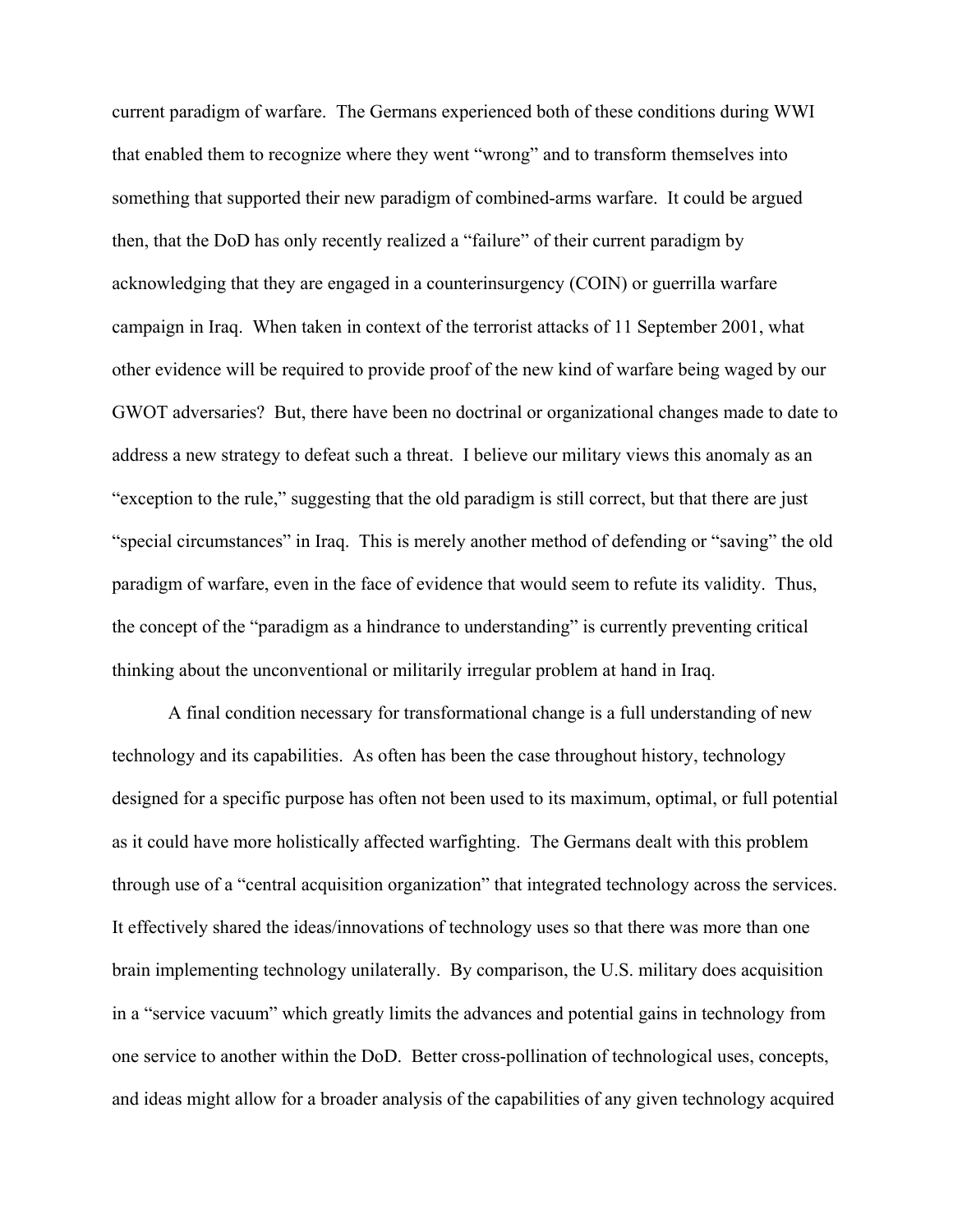current paradigm of warfare. The Germans experienced both of these conditions during WWI that enabled them to recognize where they went "wrong" and to transform themselves into something that supported their new paradigm of combined-arms warfare. It could be argued then, that the DoD has only recently realized a "failure" of their current paradigm by acknowledging that they are engaged in a counterinsurgency (COIN) or guerrilla warfare campaign in Iraq. When taken in context of the terrorist attacks of 11 September 2001, what other evidence will be required to provide proof of the new kind of warfare being waged by our GWOT adversaries? But, there have been no doctrinal or organizational changes made to date to address a new strategy to defeat such a threat. I believe our military views this anomaly as an "exception to the rule," suggesting that the old paradigm is still correct, but that there are just "special circumstances" in Iraq. This is merely another method of defending or "saving" the old paradigm of warfare, even in the face of evidence that would seem to refute its validity. Thus, the concept of the "paradigm as a hindrance to understanding" is currently preventing critical thinking about the unconventional or militarily irregular problem at hand in Iraq.

A final condition necessary for transformational change is a full understanding of new technology and its capabilities. As often has been the case throughout history, technology designed for a specific purpose has often not been used to its maximum, optimal, or full potential as it could have more holistically affected warfighting. The Germans dealt with this problem through use of a "central acquisition organization" that integrated technology across the services. It effectively shared the ideas/innovations of technology uses so that there was more than one brain implementing technology unilaterally. By comparison, the U.S. military does acquisition in a "service vacuum" which greatly limits the advances and potential gains in technology from one service to another within the DoD. Better cross-pollination of technological uses, concepts, and ideas might allow for a broader analysis of the capabilities of any given technology acquired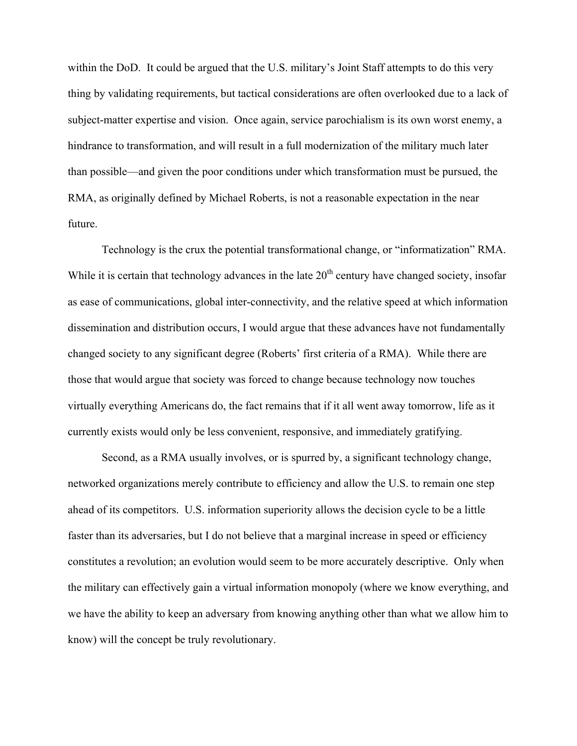within the DoD. It could be argued that the U.S. military's Joint Staff attempts to do this very thing by validating requirements, but tactical considerations are often overlooked due to a lack of subject-matter expertise and vision. Once again, service parochialism is its own worst enemy, a hindrance to transformation, and will result in a full modernization of the military much later than possible—and given the poor conditions under which transformation must be pursued, the RMA, as originally defined by Michael Roberts, is not a reasonable expectation in the near future.

Technology is the crux the potential transformational change, or "informatization" RMA. While it is certain that technology advances in the late 20th century have changed society, insofar as ease of communications, global inter-connectivity, and the relative speed at which information dissemination and distribution occurs, I would argue that these advances have not fundamentally changed society to any significant degree (Roberts' first criteria of a RMA). While there are those that would argue that society was forced to change because technology now touches virtually everything Americans do, the fact remains that if it all went away tomorrow, life as it currently exists would only be less convenient, responsive, and immediately gratifying.

Second, as a RMA usually involves, or is spurred by, a significant technology change, networked organizations merely contribute to efficiency and allow the U.S. to remain one step ahead of its competitors. U.S. information superiority allows the decision cycle to be a little faster than its adversaries, but I do not believe that a marginal increase in speed or efficiency constitutes a revolution; an evolution would seem to be more accurately descriptive. Only when the military can effectively gain a virtual information monopoly (where we know everything, and we have the ability to keep an adversary from knowing anything other than what we allow him to know) will the concept be truly revolutionary.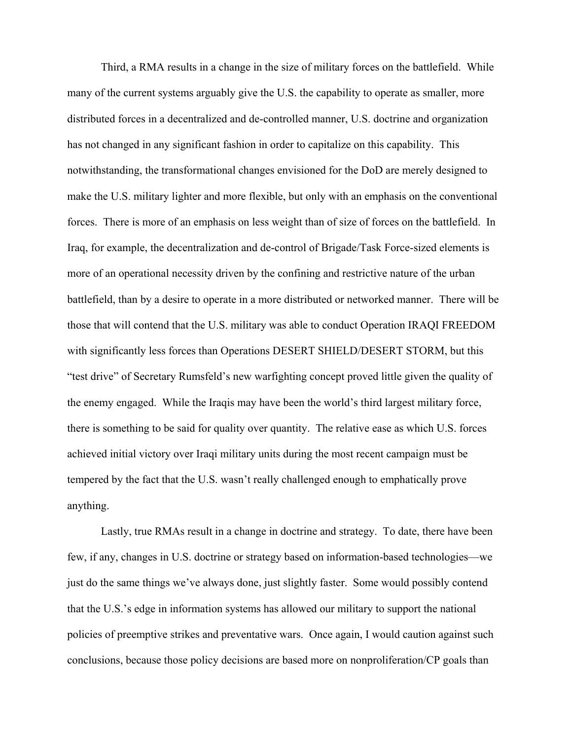Third, a RMA results in a change in the size of military forces on the battlefield. While many of the current systems arguably give the U.S. the capability to operate as smaller, more distributed forces in a decentralized and de-controlled manner, U.S. doctrine and organization has not changed in any significant fashion in order to capitalize on this capability. This notwithstanding, the transformational changes envisioned for the DoD are merely designed to make the U.S. military lighter and more flexible, but only with an emphasis on the conventional forces. There is more of an emphasis on less weight than of size of forces on the battlefield. In Iraq, for example, the decentralization and de-control of Brigade/Task Force-sized elements is more of an operational necessity driven by the confining and restrictive nature of the urban battlefield, than by a desire to operate in a more distributed or networked manner. There will be those that will contend that the U.S. military was able to conduct Operation IRAQI FREEDOM with significantly less forces than Operations DESERT SHIELD/DESERT STORM, but this "test drive" of Secretary Rumsfeld's new warfighting concept proved little given the quality of the enemy engaged. While the Iraqis may have been the world's third largest military force, there is something to be said for quality over quantity. The relative ease as which U.S. forces achieved initial victory over Iraqi military units during the most recent campaign must be tempered by the fact that the U.S. wasn't really challenged enough to emphatically prove anything.

Lastly, true RMAs result in a change in doctrine and strategy. To date, there have been few, if any, changes in U.S. doctrine or strategy based on information-based technologies—we just do the same things we've always done, just slightly faster. Some would possibly contend that the U.S.'s edge in information systems has allowed our military to support the national policies of preemptive strikes and preventative wars. Once again, I would caution against such conclusions, because those policy decisions are based more on nonproliferation/CP goals than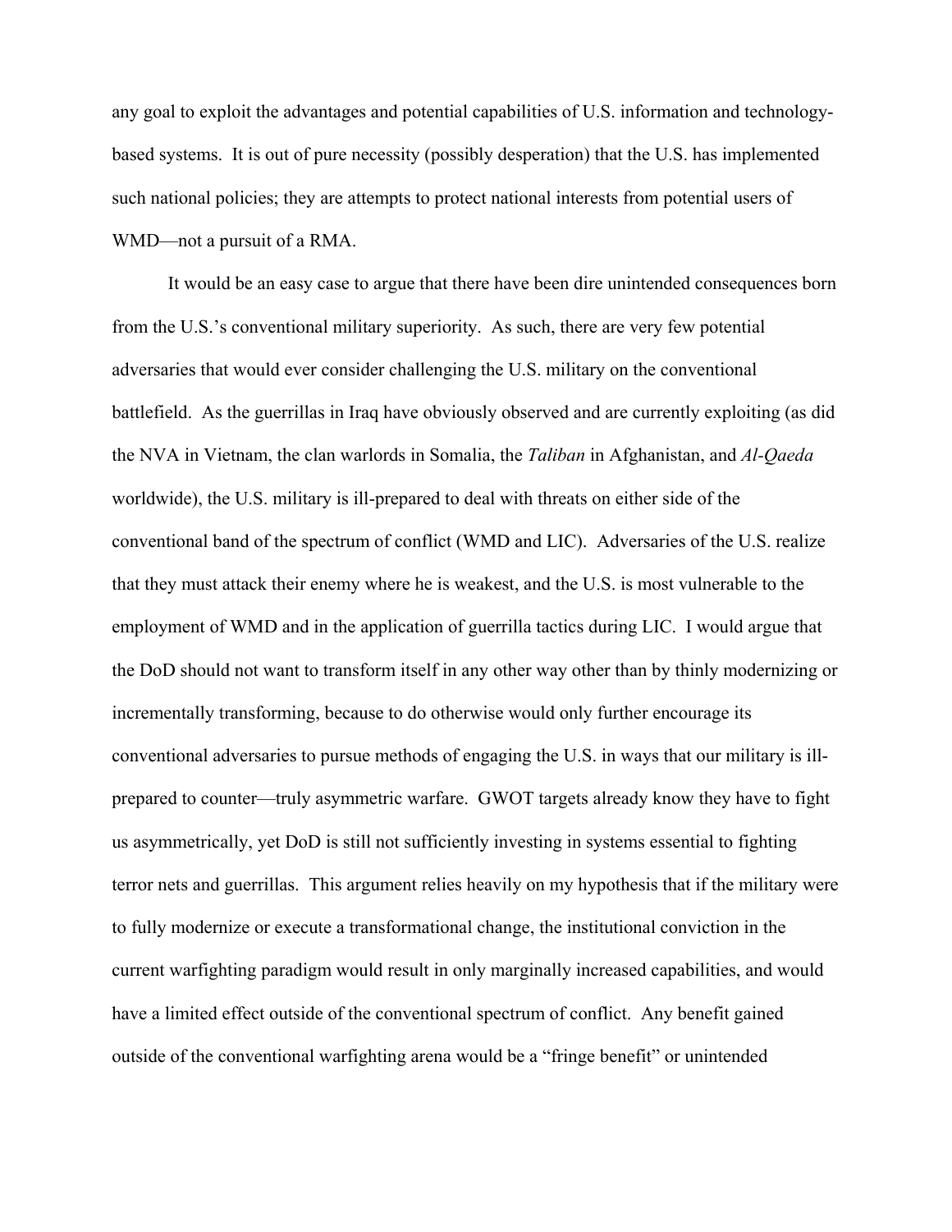any goal to exploit the advantages and potential capabilities of U.S. information and technology-based systems. It is out of pure necessity (possibly desperation) that the U.S. has implemented such national policies; they are attempts to protect national interests from potential users of WMD—not a pursuit of a RMA.

It would be an easy case to argue that there have been dire unintended consequences born from the U.S.'s conventional military superiority. As such, there are very few potential adversaries that would ever consider challenging the U.S. military on the conventional battlefield. As the guerrillas in Iraq have obviously observed and are currently exploiting (as did the NVA in Vietnam, the clan warlords in Somalia, the *Taliban* in Afghanistan, and *Al-Qaeda* worldwide), the U.S. military is ill-prepared to deal with threats on either side of the conventional band of the spectrum of conflict (WMD and LIC). Adversaries of the U.S. realize that they must attack their enemy where he is weakest, and the U.S. is most vulnerable to the employment of WMD and in the application of guerrilla tactics during LIC. I would argue that the DoD should not want to transform itself in any other way other than by thinly modernizing or incrementally transforming, because to do otherwise would only further encourage its conventional adversaries to pursue methods of engaging the U.S. in ways that our military is ill-prepared to counter—truly asymmetric warfare. GWOT targets already know they have to fight us asymmetrically, yet DoD is still not sufficiently investing in systems essential to fighting terror nets and guerrillas. This argument relies heavily on my hypothesis that if the military were to fully modernize or execute a transformational change, the institutional conviction in the current warfighting paradigm would result in only marginally increased capabilities, and would have a limited effect outside of the conventional spectrum of conflict. Any benefit gained outside of the conventional warfighting arena would be a "fringe benefit" or unintended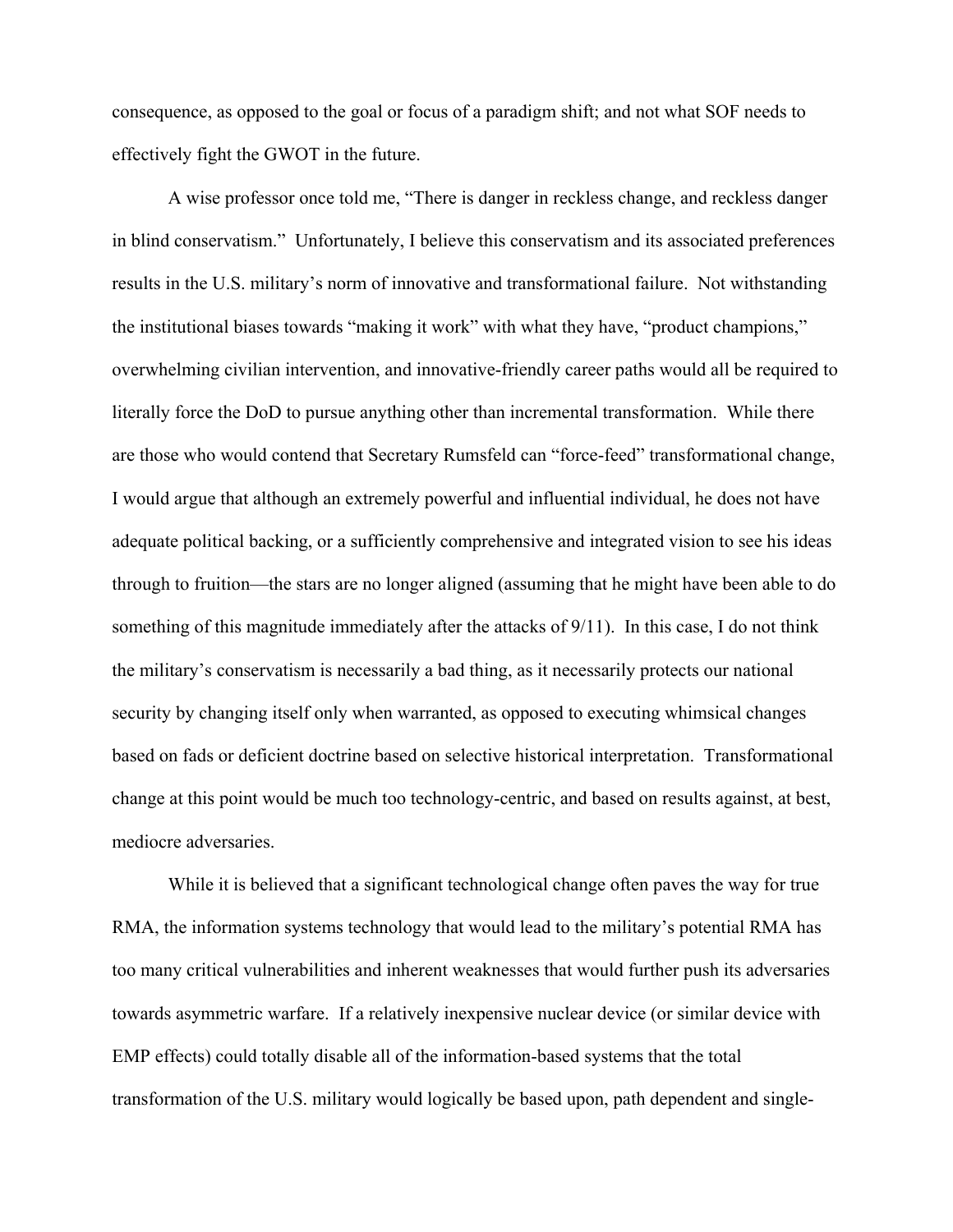consequence, as opposed to the goal or focus of a paradigm shift; and not what SOF needs to effectively fight the GWOT in the future.

A wise professor once told me, "There is danger in reckless change, and reckless danger in blind conservatism." Unfortunately, I believe this conservatism and its associated preferences results in the U.S. military's norm of innovative and transformational failure. Not withstanding the institutional biases towards "making it work" with what they have, "product champions," overwhelming civilian intervention, and innovative-friendly career paths would all be required to literally force the DoD to pursue anything other than incremental transformation. While there are those who would contend that Secretary Rumsfeld can "force-feed" transformational change, I would argue that although an extremely powerful and influential individual, he does not have adequate political backing, or a sufficiently comprehensive and integrated vision to see his ideas through to fruition—the stars are no longer aligned (assuming that he might have been able to do something of this magnitude immediately after the attacks of 9/11). In this case, I do not think the military's conservatism is necessarily a bad thing, as it necessarily protects our national security by changing itself only when warranted, as opposed to executing whimsical changes based on fads or deficient doctrine based on selective historical interpretation. Transformational change at this point would be much too technology-centric, and based on results against, at best, mediocre adversaries.

While it is believed that a significant technological change often paves the way for true RMA, the information systems technology that would lead to the military's potential RMA has too many critical vulnerabilities and inherent weaknesses that would further push its adversaries towards asymmetric warfare. If a relatively inexpensive nuclear device (or similar device with EMP effects) could totally disable all of the information-based systems that the total transformation of the U.S. military would logically be based upon, path dependent and single-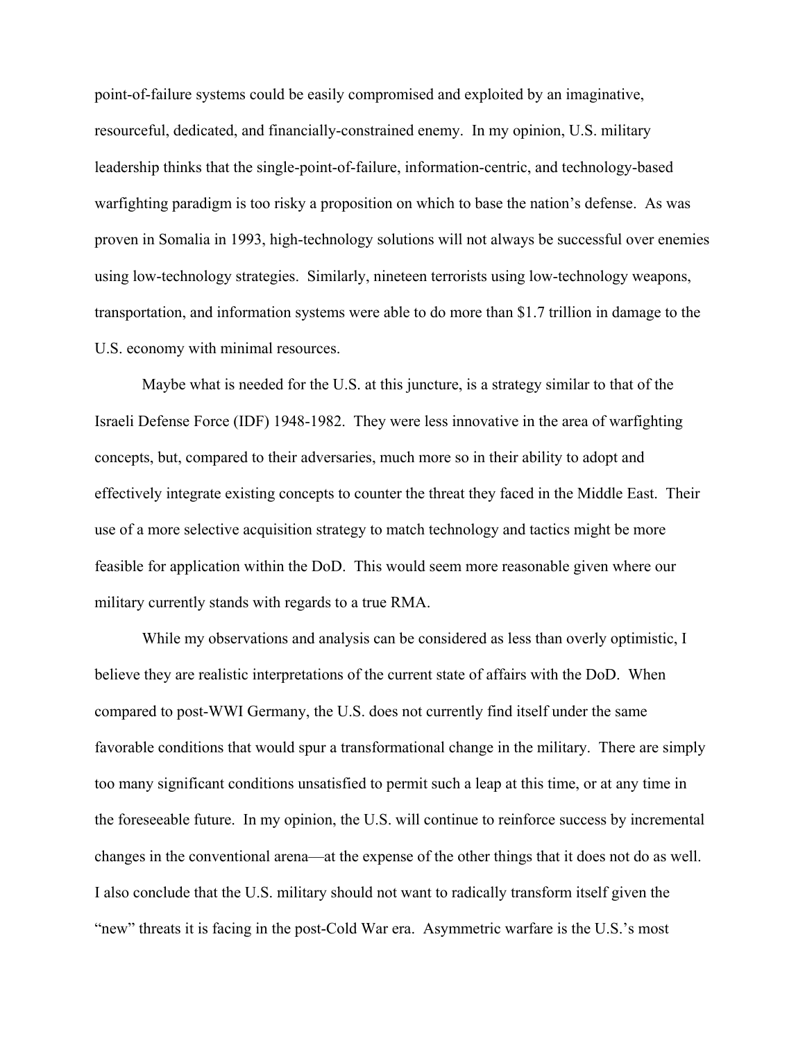point-of-failure systems could be easily compromised and exploited by an imaginative, resourceful, dedicated, and financially-constrained enemy. In my opinion, U.S. military leadership thinks that the single-point-of-failure, information-centric, and technology-based warfighting paradigm is too risky a proposition on which to base the nation's defense. As was proven in Somalia in 1993, high-technology solutions will not always be successful over enemies using low-technology strategies. Similarly, nineteen terrorists using low-technology weapons, transportation, and information systems were able to do more than $1.7 trillion in damage to the U.S. economy with minimal resources.

Maybe what is needed for the U.S. at this juncture, is a strategy similar to that of the Israeli Defense Force (IDF) 1948-1982. They were less innovative in the area of warfighting concepts, but, compared to their adversaries, much more so in their ability to adopt and effectively integrate existing concepts to counter the threat they faced in the Middle East. Their use of a more selective acquisition strategy to match technology and tactics might be more feasible for application within the DoD. This would seem more reasonable given where our military currently stands with regards to a true RMA.

While my observations and analysis can be considered as less than overly optimistic, I believe they are realistic interpretations of the current state of affairs with the DoD. When compared to post-WWI Germany, the U.S. does not currently find itself under the same favorable conditions that would spur a transformational change in the military. There are simply too many significant conditions unsatisfied to permit such a leap at this time, or at any time in the foreseeable future. In my opinion, the U.S. will continue to reinforce success by incremental changes in the conventional arena—at the expense of the other things that it does not do as well. I also conclude that the U.S. military should not want to radically transform itself given the "new" threats it is facing in the post-Cold War era. Asymmetric warfare is the U.S.'s most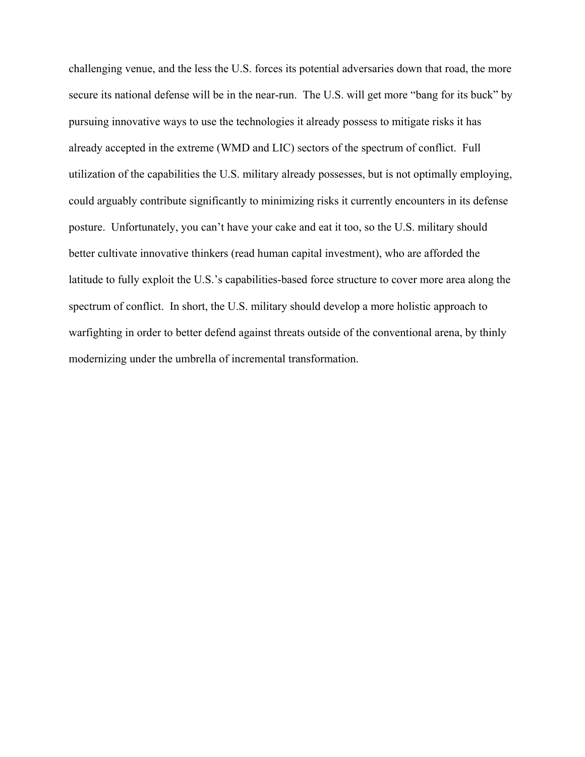challenging venue, and the less the U.S. forces its potential adversaries down that road, the more secure its national defense will be in the near-run. The U.S. will get more "bang for its buck" by pursuing innovative ways to use the technologies it already possess to mitigate risks it has already accepted in the extreme (WMD and LIC) sectors of the spectrum of conflict. Full utilization of the capabilities the U.S. military already possesses, but is not optimally employing, could arguably contribute significantly to minimizing risks it currently encounters in its defense posture. Unfortunately, you can't have your cake and eat it too, so the U.S. military should better cultivate innovative thinkers (read human capital investment), who are afforded the latitude to fully exploit the U.S.'s capabilities-based force structure to cover more area along the spectrum of conflict. In short, the U.S. military should develop a more holistic approach to warfighting in order to better defend against threats outside of the conventional arena, by thinly modernizing under the umbrella of incremental transformation.